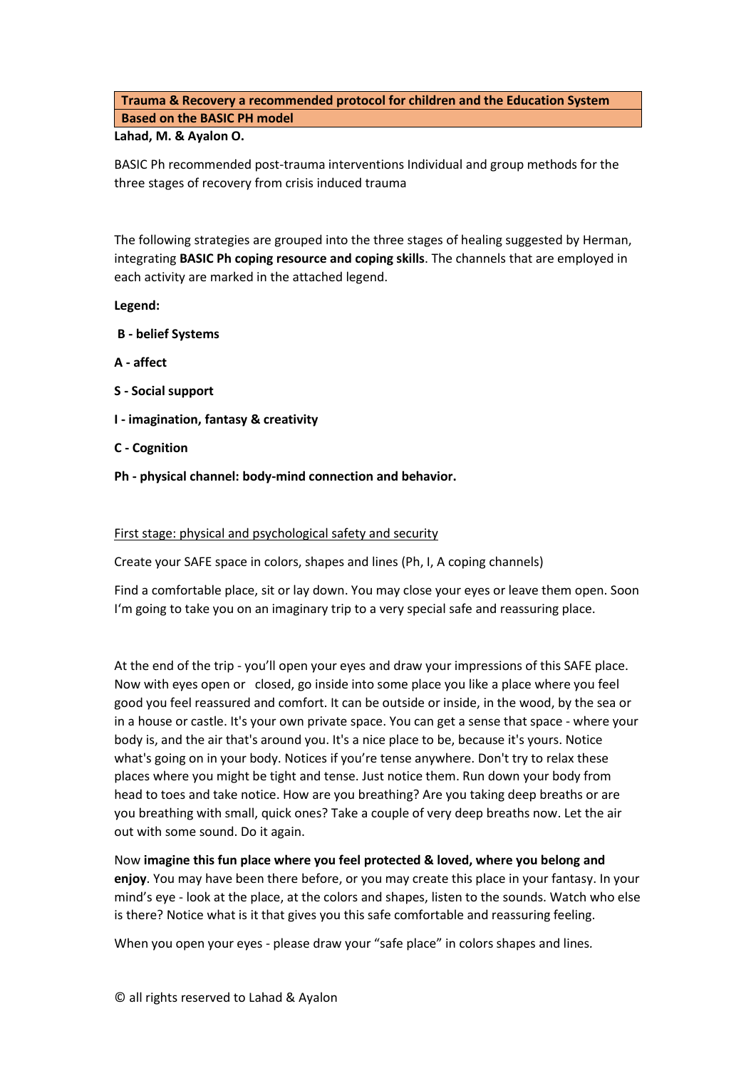**Trauma & Recovery a recommended protocol for children and the Education System**
**Based on the BASIC PH model**

**Lahad, M. & Ayalon O.**

BASIC Ph recommended post-trauma interventions Individual and group methods for the three stages of recovery from crisis induced trauma

The following strategies are grouped into the three stages of healing suggested by Herman, integrating **BASIC Ph coping resource and coping skills**. The channels that are employed in each activity are marked in the attached legend.

**Legend:**

**B - belief Systems**

**A - affect**

**S - Social support**

**I - imagination, fantasy & creativity**

**C - Cognition**

**Ph - physical channel: body-mind connection and behavior.**

<u>First stage: physical and psychological safety and security</u>

Create your SAFE space in colors, shapes and lines (Ph, I, A coping channels)

Find a comfortable place, sit or lay down. You may close your eyes or leave them open. Soon I'm going to take you on an imaginary trip to a very special safe and reassuring place.

At the end of the trip - you'll open your eyes and draw your impressions of this SAFE place. Now with eyes open or closed, go inside into some place you like a place where you feel good you feel reassured and comfort. It can be outside or inside, in the wood, by the sea or in a house or castle. It's your own private space. You can get a sense that space - where your body is, and the air that's around you. It's a nice place to be, because it's yours. Notice what's going on in your body. Notices if you're tense anywhere. Don't try to relax these places where you might be tight and tense. Just notice them. Run down your body from head to toes and take notice. How are you breathing? Are you taking deep breaths or are you breathing with small, quick ones? Take a couple of very deep breaths now. Let the air out with some sound. Do it again.

Now **imagine this fun place where you feel protected & loved, where you belong and enjoy**. You may have been there before, or you may create this place in your fantasy. In your mind's eye - look at the place, at the colors and shapes, listen to the sounds. Watch who else is there? Notice what is it that gives you this safe comfortable and reassuring feeling.

When you open your eyes - please draw your "safe place" in colors shapes and lines.

© all rights reserved to Lahad & Ayalon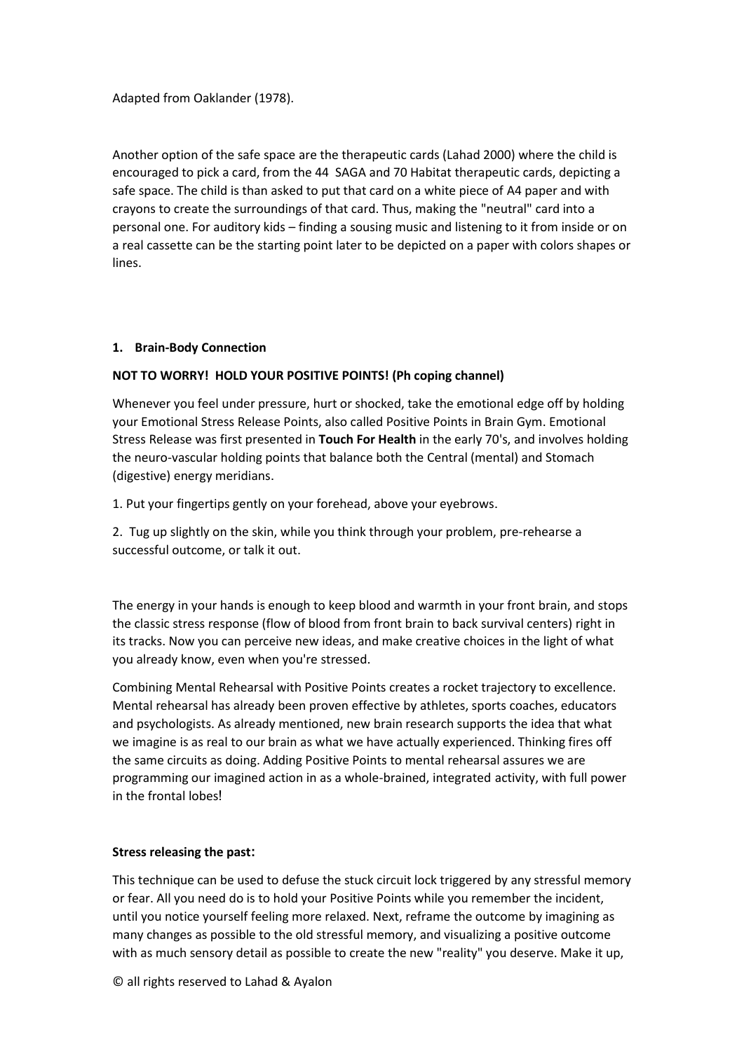Adapted from Oaklander (1978).

Another option of the safe space are the therapeutic cards (Lahad 2000) where the child is encouraged to pick a card, from the 44 SAGA and 70 Habitat therapeutic cards, depicting a safe space. The child is than asked to put that card on a white piece of A4 paper and with crayons to create the surroundings of that card. Thus, making the "neutral" card into a personal one. For auditory kids – finding a sousing music and listening to it from inside or on a real cassette can be the starting point later to be depicted on a paper with colors shapes or lines.

**1. Brain-Body Connection**

**NOT TO WORRY! HOLD YOUR POSITIVE POINTS! (Ph coping channel)**

Whenever you feel under pressure, hurt or shocked, take the emotional edge off by holding your Emotional Stress Release Points, also called Positive Points in Brain Gym. Emotional Stress Release was first presented in **Touch For Health** in the early 70's, and involves holding the neuro-vascular holding points that balance both the Central (mental) and Stomach (digestive) energy meridians.

1. Put your fingertips gently on your forehead, above your eyebrows.

2. Tug up slightly on the skin, while you think through your problem, pre-rehearse a successful outcome, or talk it out.

The energy in your hands is enough to keep blood and warmth in your front brain, and stops the classic stress response (flow of blood from front brain to back survival centers) right in its tracks. Now you can perceive new ideas, and make creative choices in the light of what you already know, even when you're stressed.

Combining Mental Rehearsal with Positive Points creates a rocket trajectory to excellence. Mental rehearsal has already been proven effective by athletes, sports coaches, educators and psychologists. As already mentioned, new brain research supports the idea that what we imagine is as real to our brain as what we have actually experienced. Thinking fires off the same circuits as doing. Adding Positive Points to mental rehearsal assures we are programming our imagined action in as a whole-brained, integrated activity, with full power in the frontal lobes!

**Stress releasing the past:**

This technique can be used to defuse the stuck circuit lock triggered by any stressful memory or fear. All you need do is to hold your Positive Points while you remember the incident, until you notice yourself feeling more relaxed. Next, reframe the outcome by imagining as many changes as possible to the old stressful memory, and visualizing a positive outcome with as much sensory detail as possible to create the new "reality" you deserve. Make it up,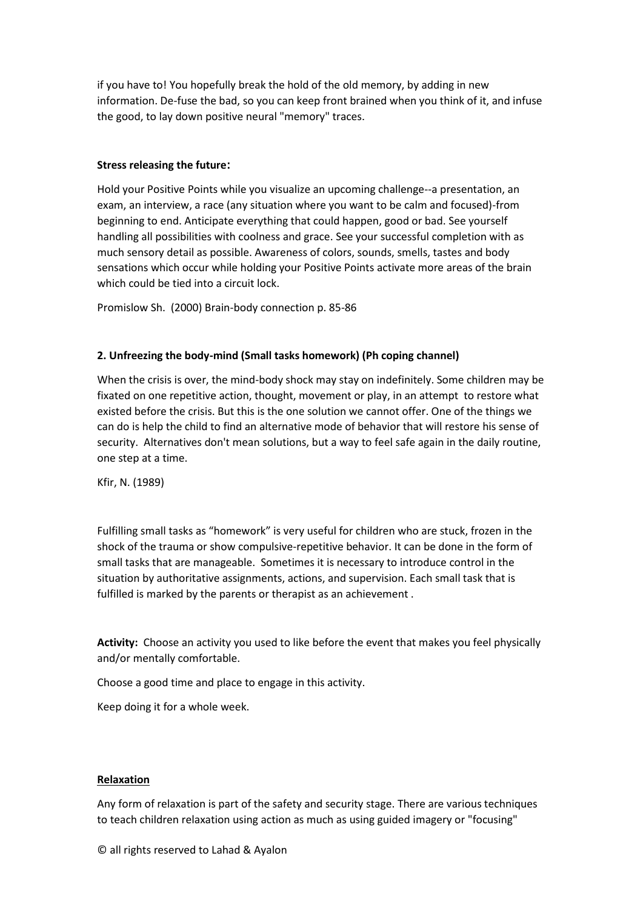if you have to! You hopefully break the hold of the old memory, by adding in new information. De-fuse the bad, so you can keep front brained when you think of it, and infuse the good, to lay down positive neural "memory" traces.

**Stress releasing the future:**

Hold your Positive Points while you visualize an upcoming challenge--a presentation, an exam, an interview, a race (any situation where you want to be calm and focused)-from beginning to end. Anticipate everything that could happen, good or bad. See yourself handling all possibilities with coolness and grace. See your successful completion with as much sensory detail as possible. Awareness of colors, sounds, smells, tastes and body sensations which occur while holding your Positive Points activate more areas of the brain which could be tied into a circuit lock.

Promislow Sh. (2000) Brain-body connection p. 85-86

**2. Unfreezing the body-mind (Small tasks homework) (Ph coping channel)**

When the crisis is over, the mind-body shock may stay on indefinitely. Some children may be fixated on one repetitive action, thought, movement or play, in an attempt to restore what existed before the crisis. But this is the one solution we cannot offer. One of the things we can do is help the child to find an alternative mode of behavior that will restore his sense of security. Alternatives don't mean solutions, but a way to feel safe again in the daily routine, one step at a time.

Kfir, N. (1989)

Fulfilling small tasks as "homework" is very useful for children who are stuck, frozen in the shock of the trauma or show compulsive-repetitive behavior. It can be done in the form of small tasks that are manageable. Sometimes it is necessary to introduce control in the situation by authoritative assignments, actions, and supervision. Each small task that is fulfilled is marked by the parents or therapist as an achievement .

**Activity:** Choose an activity you used to like before the event that makes you feel physically and/or mentally comfortable.

Choose a good time and place to engage in this activity.

Keep doing it for a whole week.

**Relaxation**

Any form of relaxation is part of the safety and security stage. There are various techniques to teach children relaxation using action as much as using guided imagery or "focusing"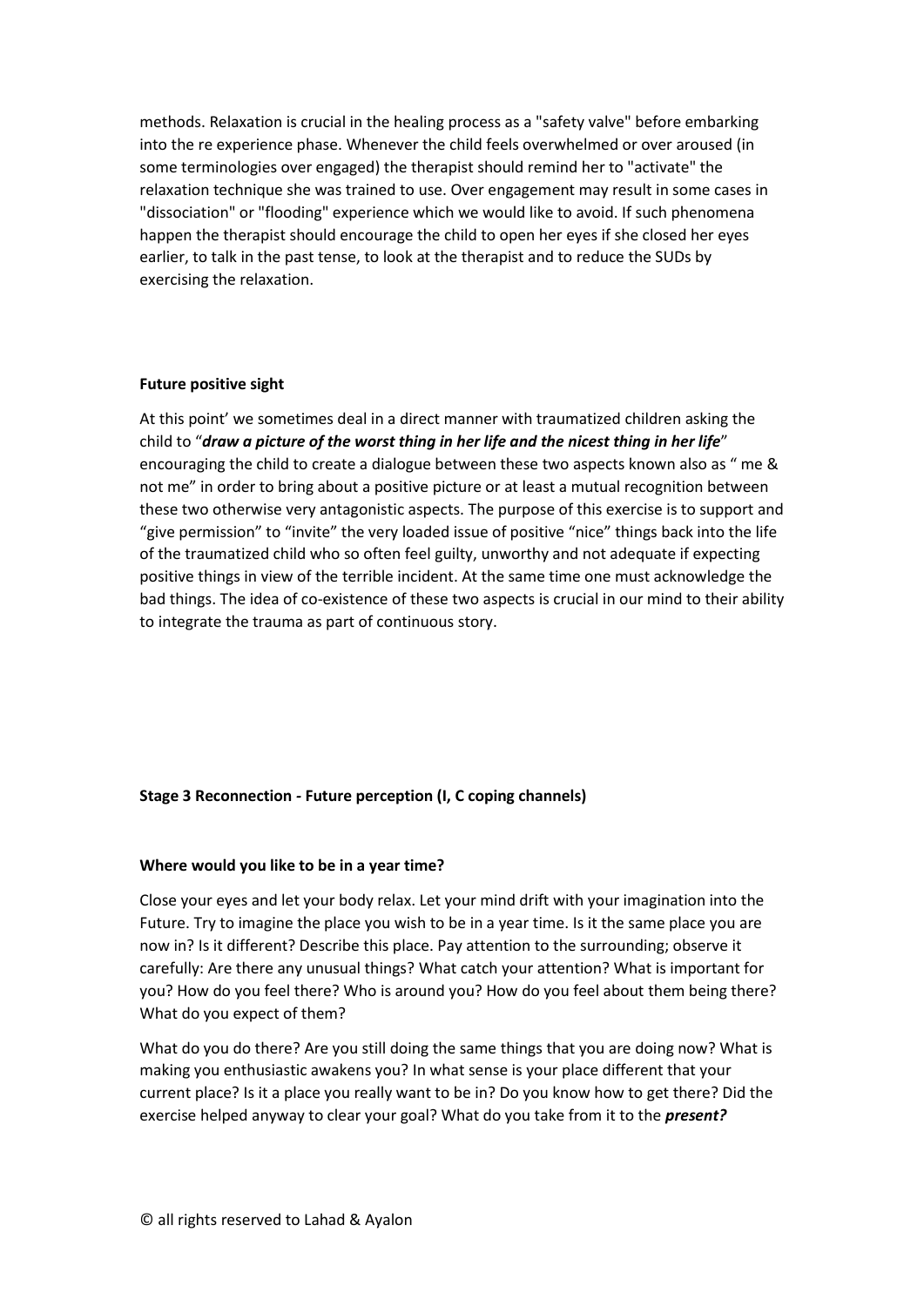methods. Relaxation is crucial in the healing process as a "safety valve" before embarking into the re experience phase. Whenever the child feels overwhelmed or over aroused (in some terminologies over engaged) the therapist should remind her to "activate" the relaxation technique she was trained to use. Over engagement may result in some cases in "dissociation" or "flooding" experience which we would like to avoid. If such phenomena happen the therapist should encourage the child to open her eyes if she closed her eyes earlier, to talk in the past tense, to look at the therapist and to reduce the SUDs by exercising the relaxation.

**Future positive sight**

At this point' we sometimes deal in a direct manner with traumatized children asking the child to "***draw a picture of the worst thing in her life and the nicest thing in her life***" encouraging the child to create a dialogue between these two aspects known also as " me & not me" in order to bring about a positive picture or at least a mutual recognition between these two otherwise very antagonistic aspects. The purpose of this exercise is to support and "give permission" to "invite" the very loaded issue of positive "nice" things back into the life of the traumatized child who so often feel guilty, unworthy and not adequate if expecting positive things in view of the terrible incident. At the same time one must acknowledge the bad things. The idea of co-existence of these two aspects is crucial in our mind to their ability to integrate the trauma as part of continuous story.

**Stage 3 Reconnection - Future perception (I, C coping channels)**

**Where would you like to be in a year time?**

Close your eyes and let your body relax. Let your mind drift with your imagination into the Future. Try to imagine the place you wish to be in a year time. Is it the same place you are now in? Is it different? Describe this place. Pay attention to the surrounding; observe it carefully: Are there any unusual things? What catch your attention? What is important for you? How do you feel there? Who is around you? How do you feel about them being there? What do you expect of them?

What do you do there? Are you still doing the same things that you are doing now? What is making you enthusiastic awakens you? In what sense is your place different that your current place? Is it a place you really want to be in? Do you know how to get there? Did the exercise helped anyway to clear your goal? What do you take from it to the ***present?***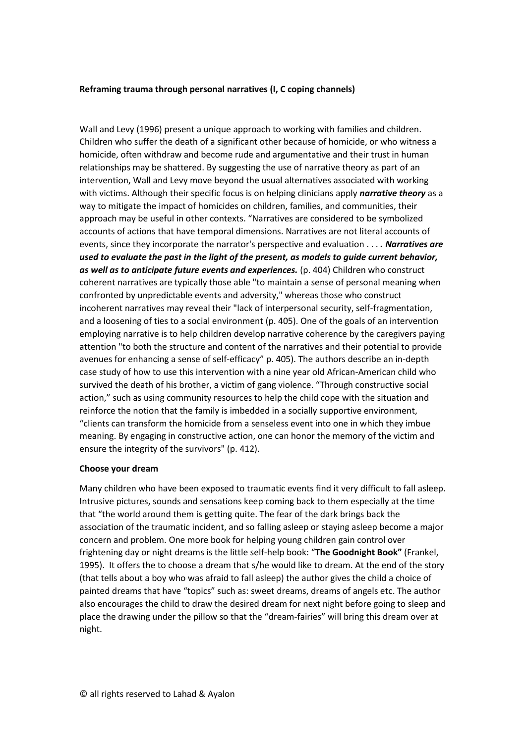**Reframing trauma through personal narratives (I, C coping channels)**

Wall and Levy (1996) present a unique approach to working with families and children. Children who suffer the death of a significant other because of homicide, or who witness a homicide, often withdraw and become rude and argumentative and their trust in human relationships may be shattered. By suggesting the use of narrative theory as part of an intervention, Wall and Levy move beyond the usual alternatives associated with working with victims. Although their specific focus is on helping clinicians apply ***narrative theory*** as a way to mitigate the impact of homicides on children, families, and communities, their approach may be useful in other contexts. "Narratives are considered to be symbolized accounts of actions that have temporal dimensions. Narratives are not literal accounts of events, since they incorporate the narrator's perspective and evaluation . . . . ***Narratives are used to evaluate the past in the light of the present, as models to guide current behavior, as well as to anticipate future events and experiences.*** (p. 404) Children who construct coherent narratives are typically those able "to maintain a sense of personal meaning when confronted by unpredictable events and adversity," whereas those who construct incoherent narratives may reveal their "lack of interpersonal security, self-fragmentation, and a loosening of ties to a social environment (p. 405). One of the goals of an intervention employing narrative is to help children develop narrative coherence by the caregivers paying attention "to both the structure and content of the narratives and their potential to provide avenues for enhancing a sense of self-efficacy" p. 405). The authors describe an in-depth case study of how to use this intervention with a nine year old African-American child who survived the death of his brother, a victim of gang violence. "Through constructive social action," such as using community resources to help the child cope with the situation and reinforce the notion that the family is imbedded in a socially supportive environment, "clients can transform the homicide from a senseless event into one in which they imbue meaning. By engaging in constructive action, one can honor the memory of the victim and ensure the integrity of the survivors" (p. 412).

**Choose your dream**

Many children who have been exposed to traumatic events find it very difficult to fall asleep. Intrusive pictures, sounds and sensations keep coming back to them especially at the time that "the world around them is getting quite. The fear of the dark brings back the association of the traumatic incident, and so falling asleep or staying asleep become a major concern and problem. One more book for helping young children gain control over frightening day or night dreams is the little self-help book: "**The Goodnight Book"** (Frankel, 1995). It offers the to choose a dream that s/he would like to dream. At the end of the story (that tells about a boy who was afraid to fall asleep) the author gives the child a choice of painted dreams that have "topics" such as: sweet dreams, dreams of angels etc. The author also encourages the child to draw the desired dream for next night before going to sleep and place the drawing under the pillow so that the "dream-fairies" will bring this dream over at night.

© all rights reserved to Lahad & Ayalon